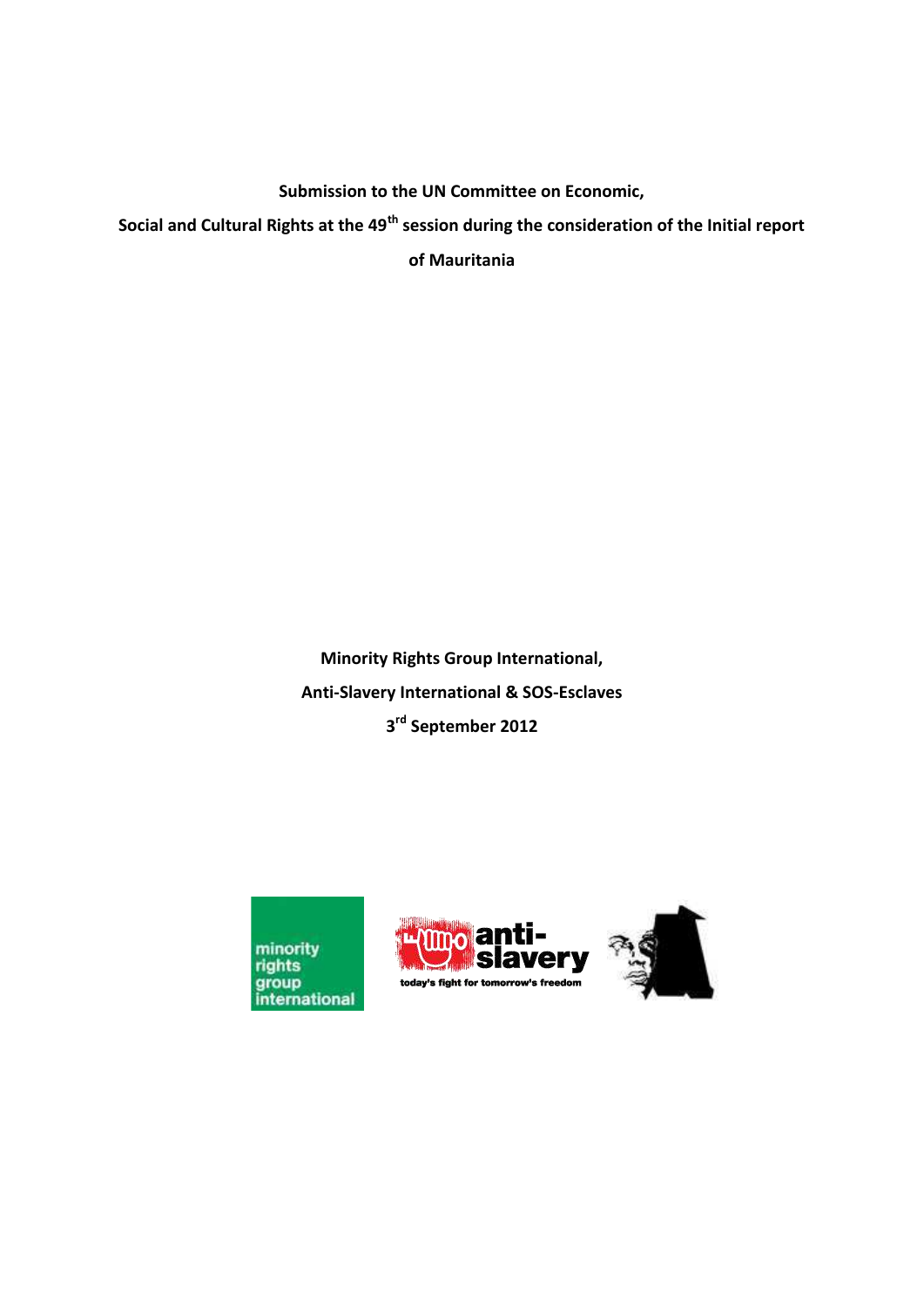**Submission to the UN Committee on Economic, Social and Cultural Rights at the 49th session during the consideration of the Initial report of Mauritania**

**Minority Rights Group International,**

**Anti-Slavery International & SOS-Esclaves**

**3rd September 2012**

minority rights group international

anti-slavery

today's fight for tomorrow's freedom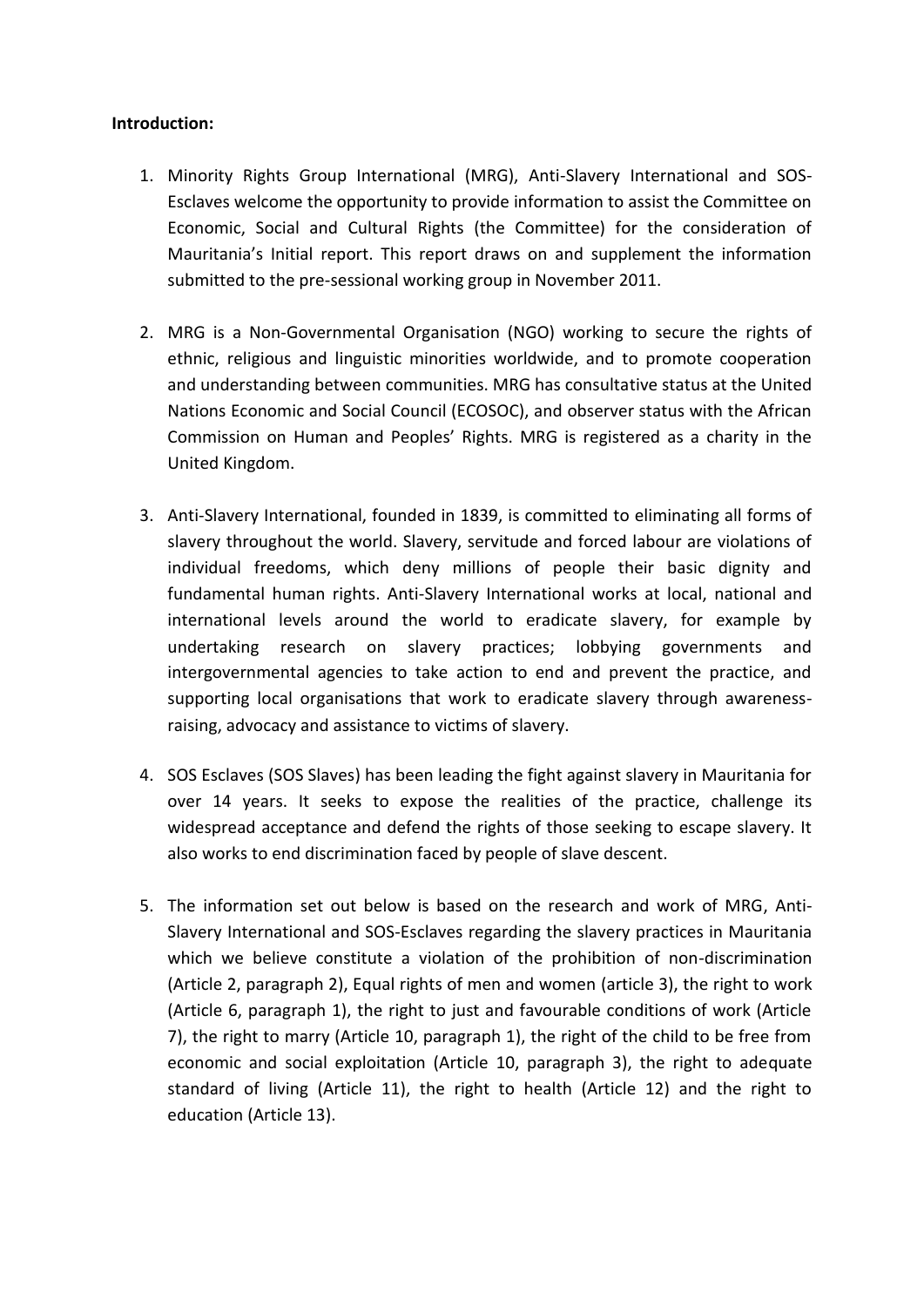**Introduction:**

1. Minority Rights Group International (MRG), Anti-Slavery International and SOS-Esclaves welcome the opportunity to provide information to assist the Committee on Economic, Social and Cultural Rights (the Committee) for the consideration of Mauritania's Initial report. This report draws on and supplement the information submitted to the pre-sessional working group in November 2011.

2. MRG is a Non-Governmental Organisation (NGO) working to secure the rights of ethnic, religious and linguistic minorities worldwide, and to promote cooperation and understanding between communities. MRG has consultative status at the United Nations Economic and Social Council (ECOSOC), and observer status with the African Commission on Human and Peoples' Rights. MRG is registered as a charity in the United Kingdom.

3. Anti-Slavery International, founded in 1839, is committed to eliminating all forms of slavery throughout the world. Slavery, servitude and forced labour are violations of individual freedoms, which deny millions of people their basic dignity and fundamental human rights. Anti-Slavery International works at local, national and international levels around the world to eradicate slavery, for example by undertaking research on slavery practices; lobbying governments and intergovernmental agencies to take action to end and prevent the practice, and supporting local organisations that work to eradicate slavery through awareness-raising, advocacy and assistance to victims of slavery.

4. SOS Esclaves (SOS Slaves) has been leading the fight against slavery in Mauritania for over 14 years. It seeks to expose the realities of the practice, challenge its widespread acceptance and defend the rights of those seeking to escape slavery. It also works to end discrimination faced by people of slave descent.

5. The information set out below is based on the research and work of MRG, Anti-Slavery International and SOS-Esclaves regarding the slavery practices in Mauritania which we believe constitute a violation of the prohibition of non-discrimination (Article 2, paragraph 2), Equal rights of men and women (article 3), the right to work (Article 6, paragraph 1), the right to just and favourable conditions of work (Article 7), the right to marry (Article 10, paragraph 1), the right of the child to be free from economic and social exploitation (Article 10, paragraph 3), the right to adequate standard of living (Article 11), the right to health (Article 12) and the right to education (Article 13).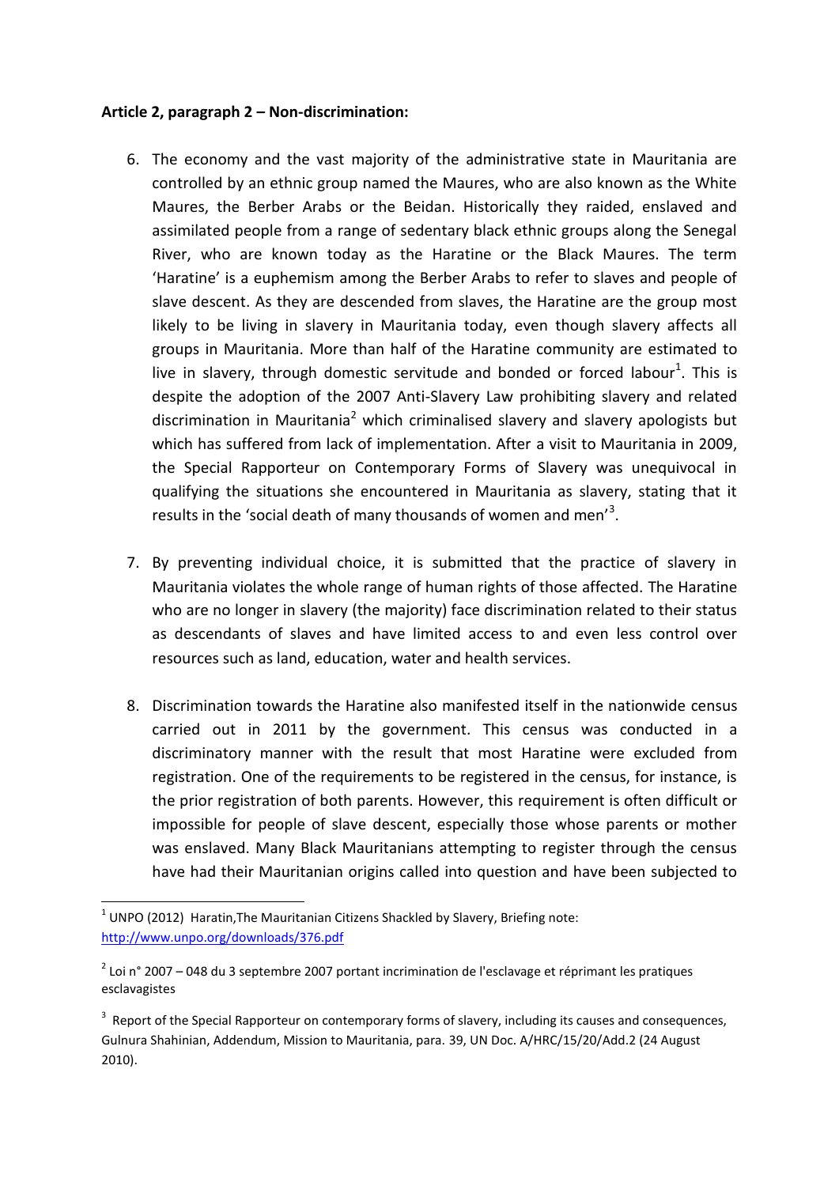**Article 2, paragraph 2 – Non-discrimination:**

6. The economy and the vast majority of the administrative state in Mauritania are controlled by an ethnic group named the Maures, who are also known as the White Maures, the Berber Arabs or the Beidan. Historically they raided, enslaved and assimilated people from a range of sedentary black ethnic groups along the Senegal River, who are known today as the Haratine or the Black Maures. The term 'Haratine' is a euphemism among the Berber Arabs to refer to slaves and people of slave descent. As they are descended from slaves, the Haratine are the group most likely to be living in slavery in Mauritania today, even though slavery affects all groups in Mauritania. More than half of the Haratine community are estimated to live in slavery, through domestic servitude and bonded or forced labour[1]. This is despite the adoption of the 2007 Anti-Slavery Law prohibiting slavery and related discrimination in Mauritania[2] which criminalised slavery and slavery apologists but which has suffered from lack of implementation. After a visit to Mauritania in 2009, the Special Rapporteur on Contemporary Forms of Slavery was unequivocal in qualifying the situations she encountered in Mauritania as slavery, stating that it results in the 'social death of many thousands of women and men'[3].

7. By preventing individual choice, it is submitted that the practice of slavery in Mauritania violates the whole range of human rights of those affected. The Haratine who are no longer in slavery (the majority) face discrimination related to their status as descendants of slaves and have limited access to and even less control over resources such as land, education, water and health services.

8. Discrimination towards the Haratine also manifested itself in the nationwide census carried out in 2011 by the government. This census was conducted in a discriminatory manner with the result that most Haratine were excluded from registration. One of the requirements to be registered in the census, for instance, is the prior registration of both parents. However, this requirement is often difficult or impossible for people of slave descent, especially those whose parents or mother was enslaved. Many Black Mauritanians attempting to register through the census have had their Mauritanian origins called into question and have been subjected to

---

[1] UNPO (2012) Haratin,The Mauritanian Citizens Shackled by Slavery, Briefing note: http://www.unpo.org/downloads/376.pdf

[2] Loi n° 2007 – 048 du 3 septembre 2007 portant incrimination de l'esclavage et réprimant les pratiques esclavagistes

[3] Report of the Special Rapporteur on contemporary forms of slavery, including its causes and consequences, Gulnura Shahinian, Addendum, Mission to Mauritania, para. 39, UN Doc. A/HRC/15/20/Add.2 (24 August 2010).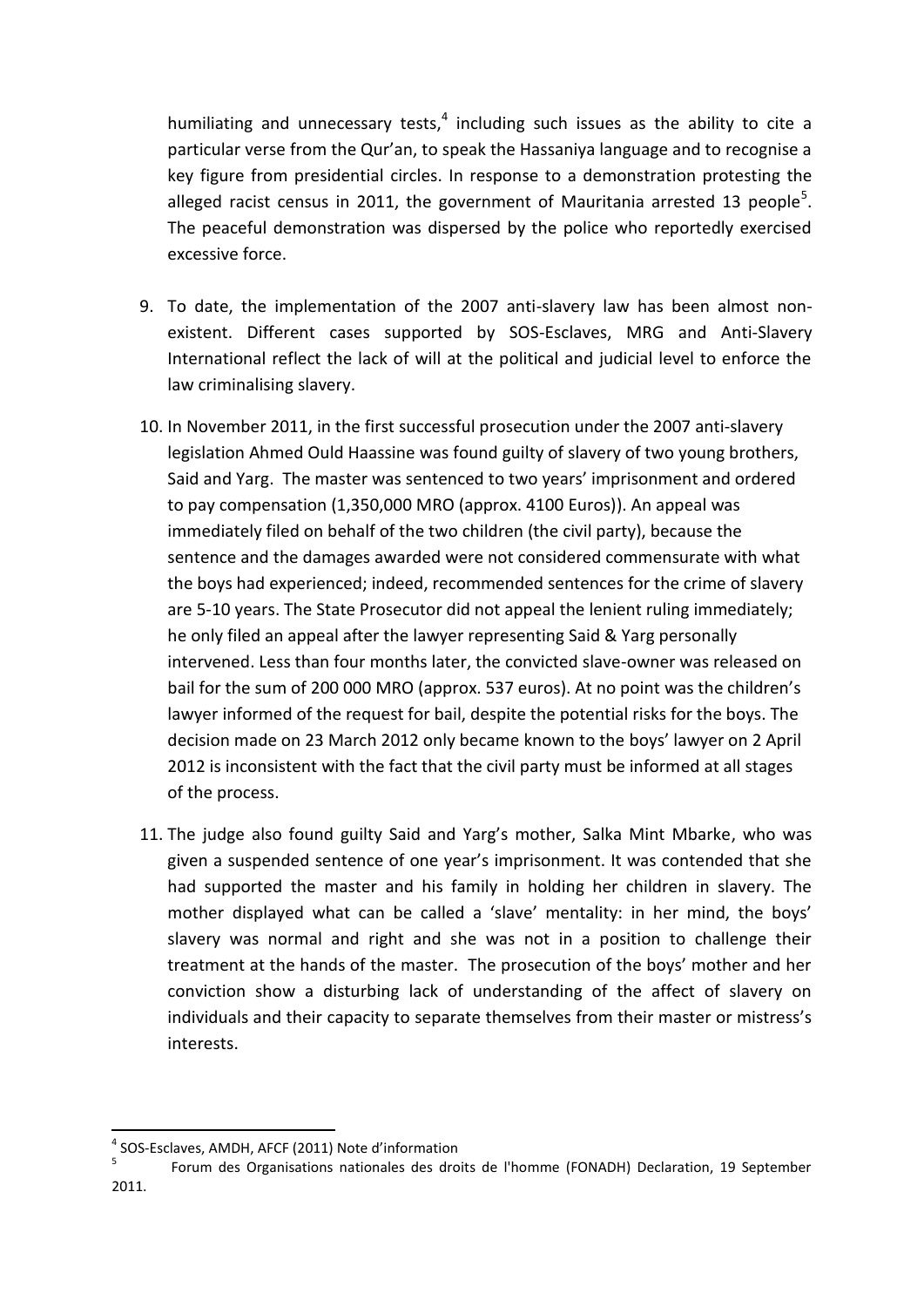humiliating and unnecessary tests,[4] including such issues as the ability to cite a particular verse from the Qur'an, to speak the Hassaniya language and to recognise a key figure from presidential circles. In response to a demonstration protesting the alleged racist census in 2011, the government of Mauritania arrested 13 people[5]. The peaceful demonstration was dispersed by the police who reportedly exercised excessive force.

9. To date, the implementation of the 2007 anti-slavery law has been almost non-existent. Different cases supported by SOS-Esclaves, MRG and Anti-Slavery International reflect the lack of will at the political and judicial level to enforce the law criminalising slavery.

10. In November 2011, in the first successful prosecution under the 2007 anti-slavery legislation Ahmed Ould Haassine was found guilty of slavery of two young brothers, Said and Yarg. The master was sentenced to two years' imprisonment and ordered to pay compensation (1,350,000 MRO (approx. 4100 Euros)). An appeal was immediately filed on behalf of the two children (the civil party), because the sentence and the damages awarded were not considered commensurate with what the boys had experienced; indeed, recommended sentences for the crime of slavery are 5-10 years. The State Prosecutor did not appeal the lenient ruling immediately; he only filed an appeal after the lawyer representing Said & Yarg personally intervened. Less than four months later, the convicted slave-owner was released on bail for the sum of 200 000 MRO (approx. 537 euros). At no point was the children's lawyer informed of the request for bail, despite the potential risks for the boys. The decision made on 23 March 2012 only became known to the boys' lawyer on 2 April 2012 is inconsistent with the fact that the civil party must be informed at all stages of the process.

11. The judge also found guilty Said and Yarg's mother, Salka Mint Mbarke, who was given a suspended sentence of one year's imprisonment. It was contended that she had supported the master and his family in holding her children in slavery. The mother displayed what can be called a 'slave' mentality: in her mind, the boys' slavery was normal and right and she was not in a position to challenge their treatment at the hands of the master. The prosecution of the boys' mother and her conviction show a disturbing lack of understanding of the affect of slavery on individuals and their capacity to separate themselves from their master or mistress's interests.

---

[4] SOS-Esclaves, AMDH, AFCF (2011) Note d'information

[5] Forum des Organisations nationales des droits de l'homme (FONADH) Declaration, 19 September 2011.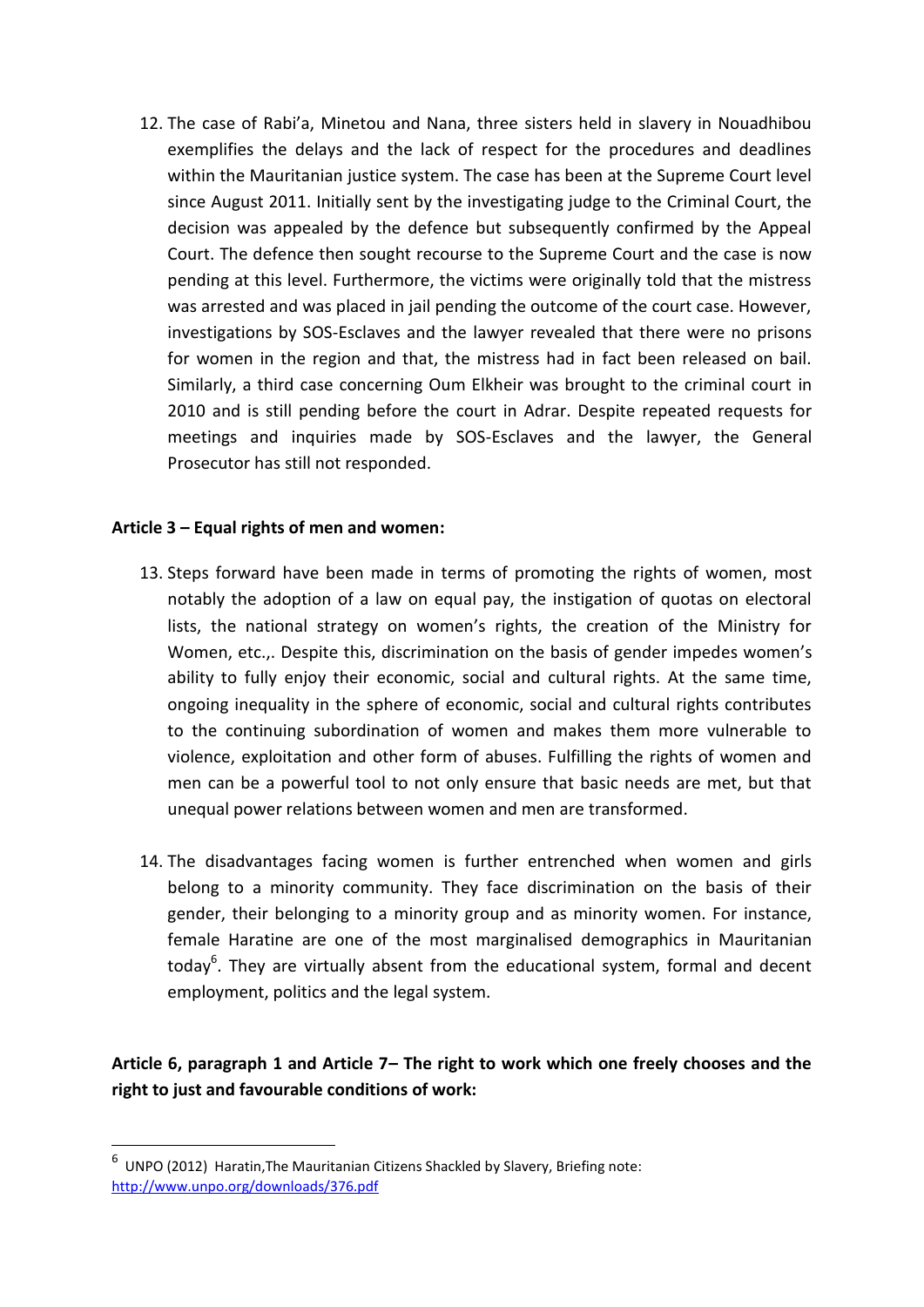12. The case of Rabi'a, Minetou and Nana, three sisters held in slavery in Nouadhibou exemplifies the delays and the lack of respect for the procedures and deadlines within the Mauritanian justice system. The case has been at the Supreme Court level since August 2011. Initially sent by the investigating judge to the Criminal Court, the decision was appealed by the defence but subsequently confirmed by the Appeal Court. The defence then sought recourse to the Supreme Court and the case is now pending at this level. Furthermore, the victims were originally told that the mistress was arrested and was placed in jail pending the outcome of the court case. However, investigations by SOS-Esclaves and the lawyer revealed that there were no prisons for women in the region and that, the mistress had in fact been released on bail. Similarly, a third case concerning Oum Elkheir was brought to the criminal court in 2010 and is still pending before the court in Adrar. Despite repeated requests for meetings and inquiries made by SOS-Esclaves and the lawyer, the General Prosecutor has still not responded.

**Article 3 – Equal rights of men and women:**

13. Steps forward have been made in terms of promoting the rights of women, most notably the adoption of a law on equal pay, the instigation of quotas on electoral lists, the national strategy on women's rights, the creation of the Ministry for Women, etc.,. Despite this, discrimination on the basis of gender impedes women's ability to fully enjoy their economic, social and cultural rights. At the same time, ongoing inequality in the sphere of economic, social and cultural rights contributes to the continuing subordination of women and makes them more vulnerable to violence, exploitation and other form of abuses. Fulfilling the rights of women and men can be a powerful tool to not only ensure that basic needs are met, but that unequal power relations between women and men are transformed.

14. The disadvantages facing women is further entrenched when women and girls belong to a minority community. They face discrimination on the basis of their gender, their belonging to a minority group and as minority women. For instance, female Haratine are one of the most marginalised demographics in Mauritanian today[6]. They are virtually absent from the educational system, formal and decent employment, politics and the legal system.

**Article 6, paragraph 1 and Article 7– The right to work which one freely chooses and the right to just and favourable conditions of work:**

---

[6] UNPO (2012) Haratin,The Mauritanian Citizens Shackled by Slavery, Briefing note: http://www.unpo.org/downloads/376.pdf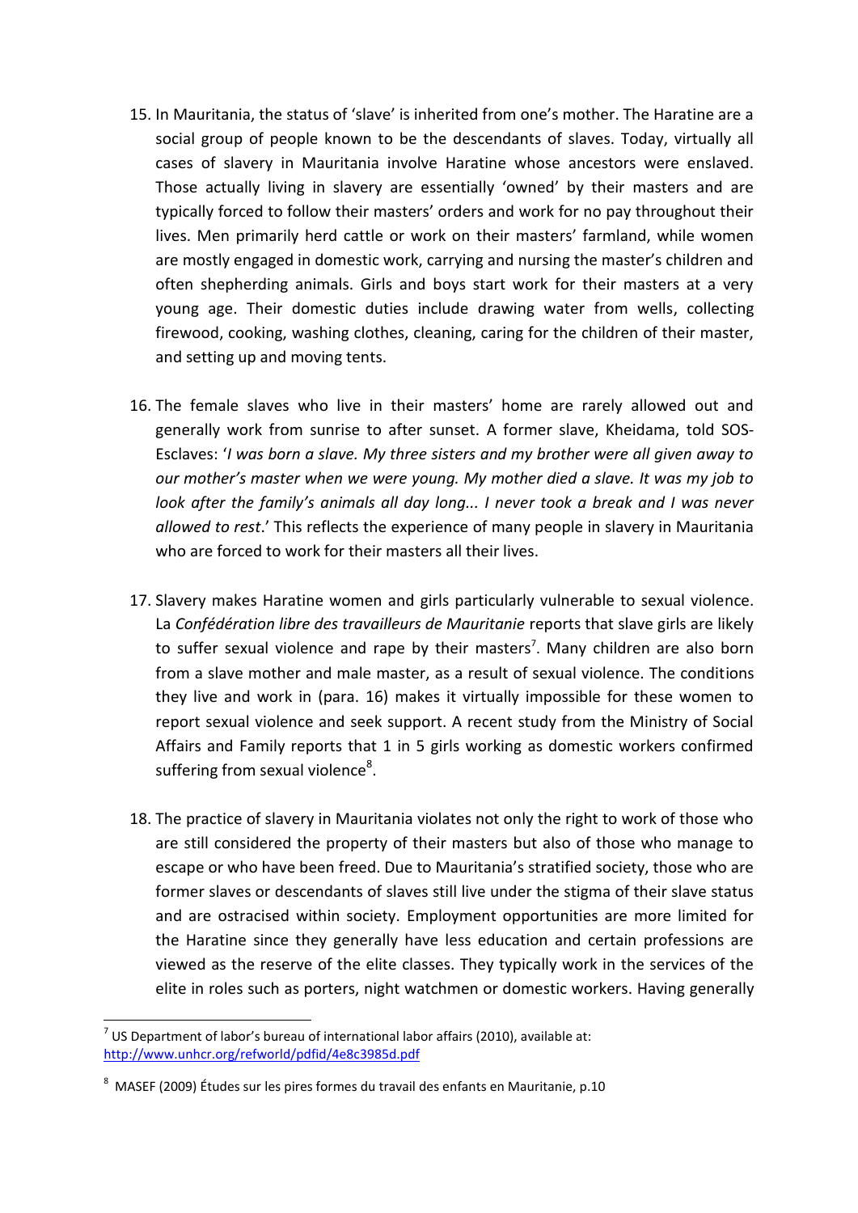15. In Mauritania, the status of 'slave' is inherited from one's mother. The Haratine are a social group of people known to be the descendants of slaves. Today, virtually all cases of slavery in Mauritania involve Haratine whose ancestors were enslaved. Those actually living in slavery are essentially 'owned' by their masters and are typically forced to follow their masters' orders and work for no pay throughout their lives. Men primarily herd cattle or work on their masters' farmland, while women are mostly engaged in domestic work, carrying and nursing the master's children and often shepherding animals. Girls and boys start work for their masters at a very young age. Their domestic duties include drawing water from wells, collecting firewood, cooking, washing clothes, cleaning, caring for the children of their master, and setting up and moving tents.

16. The female slaves who live in their masters' home are rarely allowed out and generally work from sunrise to after sunset. A former slave, Kheidama, told SOS-Esclaves: '*I was born a slave. My three sisters and my brother were all given away to our mother's master when we were young. My mother died a slave. It was my job to look after the family's animals all day long... I never took a break and I was never allowed to rest*.' This reflects the experience of many people in slavery in Mauritania who are forced to work for their masters all their lives.

17. Slavery makes Haratine women and girls particularly vulnerable to sexual violence. La *Confédération libre des travailleurs de Mauritanie* reports that slave girls are likely to suffer sexual violence and rape by their masters[7]. Many children are also born from a slave mother and male master, as a result of sexual violence. The conditions they live and work in (para. 16) makes it virtually impossible for these women to report sexual violence and seek support. A recent study from the Ministry of Social Affairs and Family reports that 1 in 5 girls working as domestic workers confirmed suffering from sexual violence[8].

18. The practice of slavery in Mauritania violates not only the right to work of those who are still considered the property of their masters but also of those who manage to escape or who have been freed. Due to Mauritania's stratified society, those who are former slaves or descendants of slaves still live under the stigma of their slave status and are ostracised within society. Employment opportunities are more limited for the Haratine since they generally have less education and certain professions are viewed as the reserve of the elite classes. They typically work in the services of the elite in roles such as porters, night watchmen or domestic workers. Having generally

---

[7] US Department of labor's bureau of international labor affairs (2010), available at: http://www.unhcr.org/refworld/pdfid/4e8c3985d.pdf

[8] MASEF (2009) Études sur les pires formes du travail des enfants en Mauritanie, p.10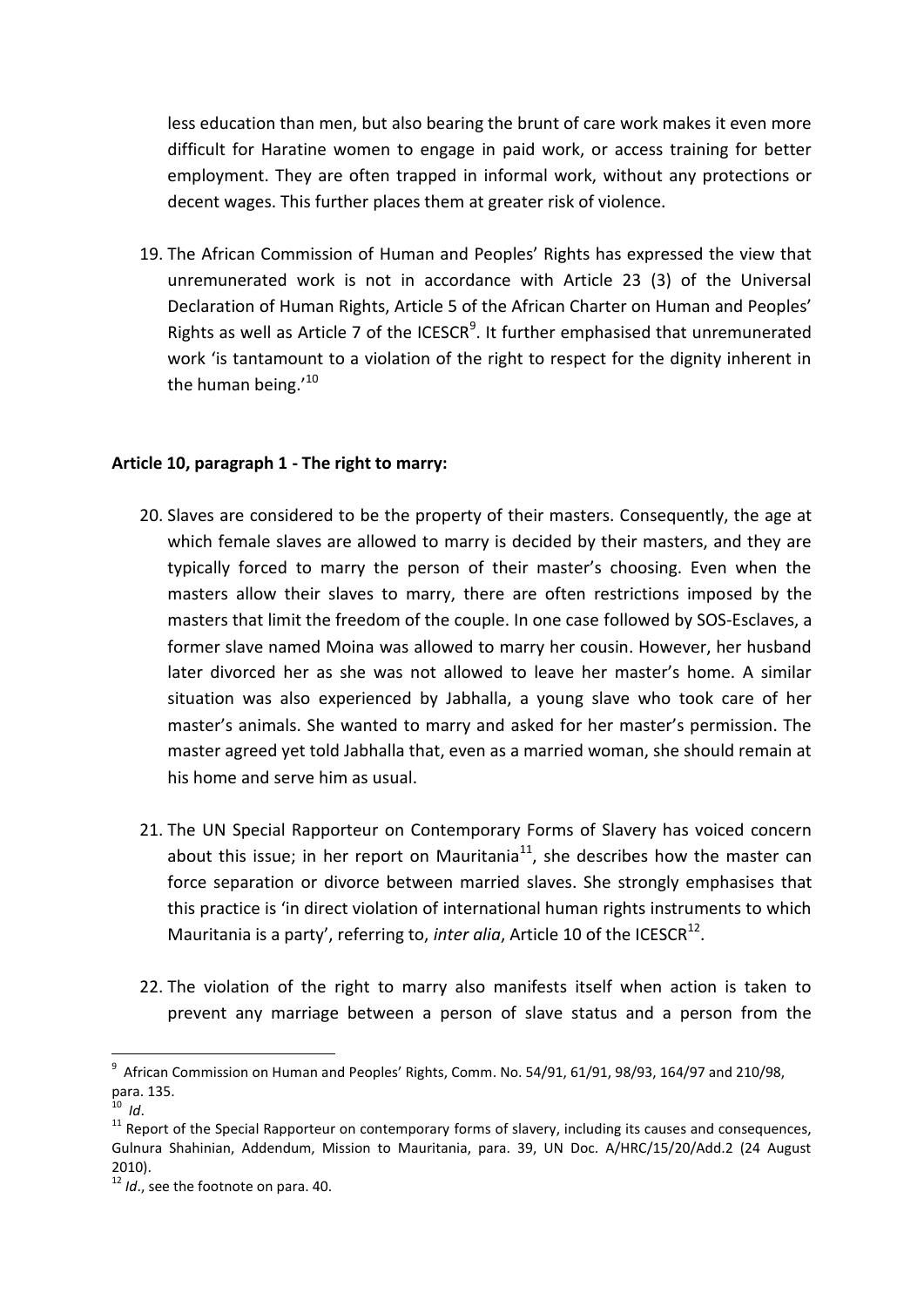less education than men, but also bearing the brunt of care work makes it even more difficult for Haratine women to engage in paid work, or access training for better employment. They are often trapped in informal work, without any protections or decent wages. This further places them at greater risk of violence.

19. The African Commission of Human and Peoples' Rights has expressed the view that unremunerated work is not in accordance with Article 23 (3) of the Universal Declaration of Human Rights, Article 5 of the African Charter on Human and Peoples' Rights as well as Article 7 of the ICESCR[9]. It further emphasised that unremunerated work 'is tantamount to a violation of the right to respect for the dignity inherent in the human being.'[10]

**Article 10, paragraph 1 - The right to marry:**

20. Slaves are considered to be the property of their masters. Consequently, the age at which female slaves are allowed to marry is decided by their masters, and they are typically forced to marry the person of their master's choosing. Even when the masters allow their slaves to marry, there are often restrictions imposed by the masters that limit the freedom of the couple. In one case followed by SOS-Esclaves, a former slave named Moina was allowed to marry her cousin. However, her husband later divorced her as she was not allowed to leave her master's home. A similar situation was also experienced by Jabhalla, a young slave who took care of her master's animals. She wanted to marry and asked for her master's permission. The master agreed yet told Jabhalla that, even as a married woman, she should remain at his home and serve him as usual.

21. The UN Special Rapporteur on Contemporary Forms of Slavery has voiced concern about this issue; in her report on Mauritania[11], she describes how the master can force separation or divorce between married slaves. She strongly emphasises that this practice is 'in direct violation of international human rights instruments to which Mauritania is a party', referring to, *inter alia*, Article 10 of the ICESCR[12].

22. The violation of the right to marry also manifests itself when action is taken to prevent any marriage between a person of slave status and a person from the

---

[9] African Commission on Human and Peoples' Rights, Comm. No. 54/91, 61/91, 98/93, 164/97 and 210/98, para. 135.

[10] *Id*.

[11] Report of the Special Rapporteur on contemporary forms of slavery, including its causes and consequences, Gulnura Shahinian, Addendum, Mission to Mauritania, para. 39, UN Doc. A/HRC/15/20/Add.2 (24 August 2010).

[12] *Id*., see the footnote on para. 40.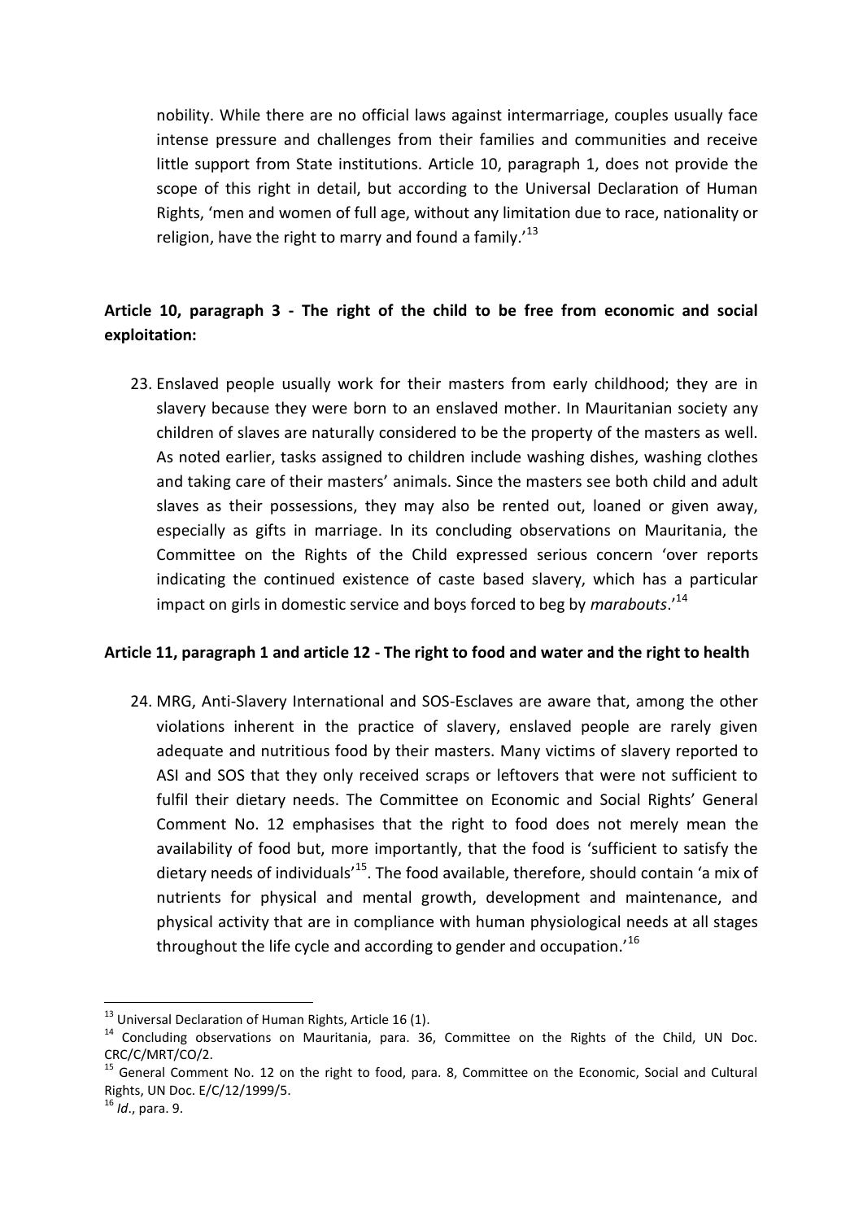nobility. While there are no official laws against intermarriage, couples usually face intense pressure and challenges from their families and communities and receive little support from State institutions. Article 10, paragraph 1, does not provide the scope of this right in detail, but according to the Universal Declaration of Human Rights, 'men and women of full age, without any limitation due to race, nationality or religion, have the right to marry and found a family.'[13]

**Article 10, paragraph 3 - The right of the child to be free from economic and social exploitation:**

23. Enslaved people usually work for their masters from early childhood; they are in slavery because they were born to an enslaved mother. In Mauritanian society any children of slaves are naturally considered to be the property of the masters as well. As noted earlier, tasks assigned to children include washing dishes, washing clothes and taking care of their masters' animals. Since the masters see both child and adult slaves as their possessions, they may also be rented out, loaned or given away, especially as gifts in marriage. In its concluding observations on Mauritania, the Committee on the Rights of the Child expressed serious concern 'over reports indicating the continued existence of caste based slavery, which has a particular impact on girls in domestic service and boys forced to beg by *marabouts*.'[14]

**Article 11, paragraph 1 and article 12 - The right to food and water and the right to health**

24. MRG, Anti-Slavery International and SOS-Esclaves are aware that, among the other violations inherent in the practice of slavery, enslaved people are rarely given adequate and nutritious food by their masters. Many victims of slavery reported to ASI and SOS that they only received scraps or leftovers that were not sufficient to fulfil their dietary needs. The Committee on Economic and Social Rights' General Comment No. 12 emphasises that the right to food does not merely mean the availability of food but, more importantly, that the food is 'sufficient to satisfy the dietary needs of individuals'[15]. The food available, therefore, should contain 'a mix of nutrients for physical and mental growth, development and maintenance, and physical activity that are in compliance with human physiological needs at all stages throughout the life cycle and according to gender and occupation.'[16]

---

[13] Universal Declaration of Human Rights, Article 16 (1).

[14] Concluding observations on Mauritania, para. 36, Committee on the Rights of the Child, UN Doc. CRC/C/MRT/CO/2.

[15] General Comment No. 12 on the right to food, para. 8, Committee on the Economic, Social and Cultural Rights, UN Doc. E/C/12/1999/5.

[16] *Id*., para. 9.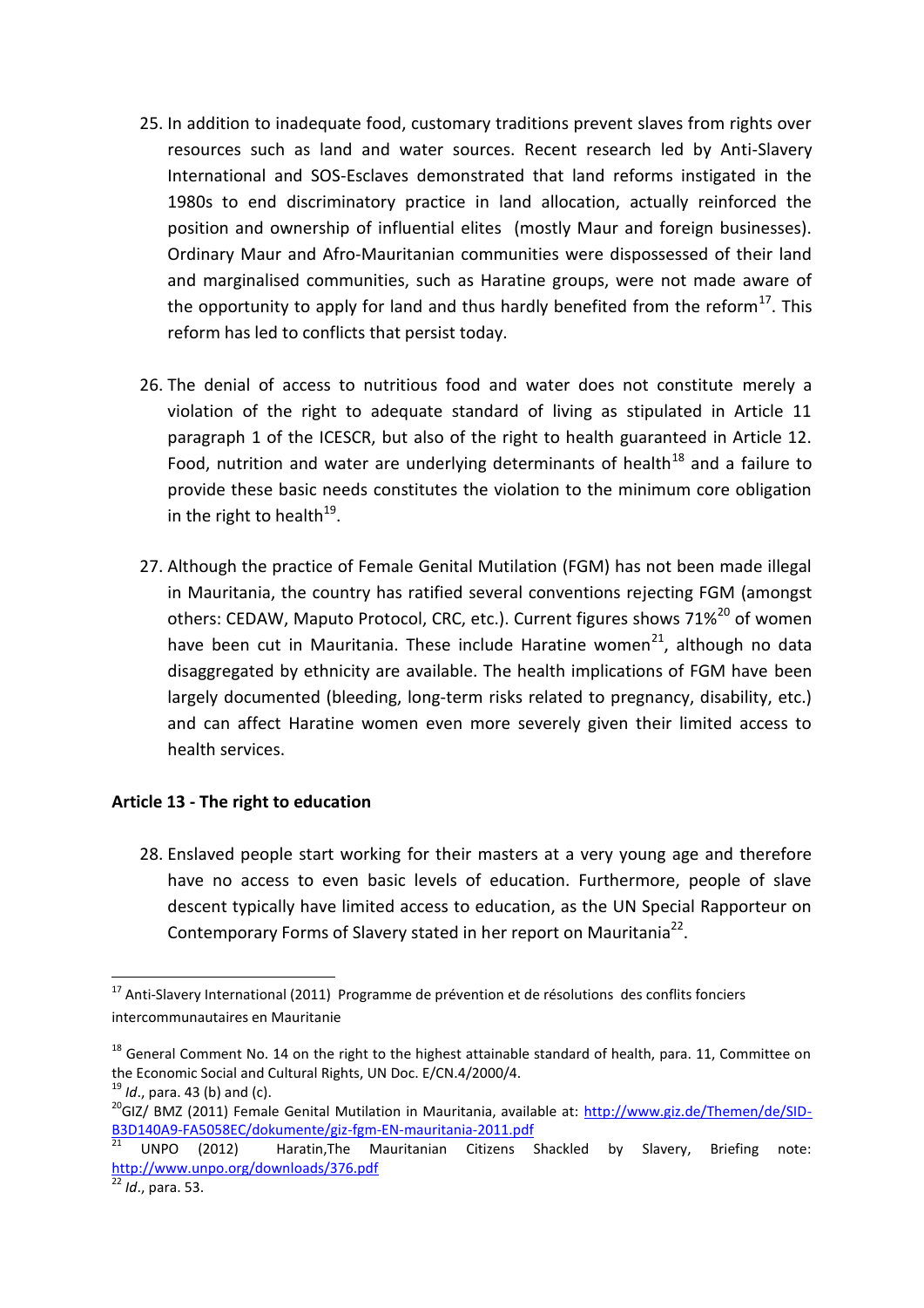25. In addition to inadequate food, customary traditions prevent slaves from rights over resources such as land and water sources. Recent research led by Anti-Slavery International and SOS-Esclaves demonstrated that land reforms instigated in the 1980s to end discriminatory practice in land allocation, actually reinforced the position and ownership of influential elites (mostly Maur and foreign businesses). Ordinary Maur and Afro-Mauritanian communities were dispossessed of their land and marginalised communities, such as Haratine groups, were not made aware of the opportunity to apply for land and thus hardly benefited from the reform[17]. This reform has led to conflicts that persist today.

26. The denial of access to nutritious food and water does not constitute merely a violation of the right to adequate standard of living as stipulated in Article 11 paragraph 1 of the ICESCR, but also of the right to health guaranteed in Article 12. Food, nutrition and water are underlying determinants of health[18] and a failure to provide these basic needs constitutes the violation to the minimum core obligation in the right to health[19].

27. Although the practice of Female Genital Mutilation (FGM) has not been made illegal in Mauritania, the country has ratified several conventions rejecting FGM (amongst others: CEDAW, Maputo Protocol, CRC, etc.). Current figures shows 71%[20] of women have been cut in Mauritania. These include Haratine women[21], although no data disaggregated by ethnicity are available. The health implications of FGM have been largely documented (bleeding, long-term risks related to pregnancy, disability, etc.) and can affect Haratine women even more severely given their limited access to health services.

**Article 13 - The right to education**

28. Enslaved people start working for their masters at a very young age and therefore have no access to even basic levels of education. Furthermore, people of slave descent typically have limited access to education, as the UN Special Rapporteur on Contemporary Forms of Slavery stated in her report on Mauritania[22].

---

[17] Anti-Slavery International (2011) Programme de prévention et de résolutions des conflits fonciers intercommunautaires en Mauritanie

[18] General Comment No. 14 on the right to the highest attainable standard of health, para. 11, Committee on the Economic Social and Cultural Rights, UN Doc. E/CN.4/2000/4.

[19] *Id*., para. 43 (b) and (c).

[20] GIZ/ BMZ (2011) Female Genital Mutilation in Mauritania, available at: http://www.giz.de/Themen/de/SID-B3D140A9-FA5058EC/dokumente/giz-fgm-EN-mauritania-2011.pdf

[21] UNPO (2012) Haratin,The Mauritanian Citizens Shackled by Slavery, Briefing note: http://www.unpo.org/downloads/376.pdf

[22] *Id*., para. 53.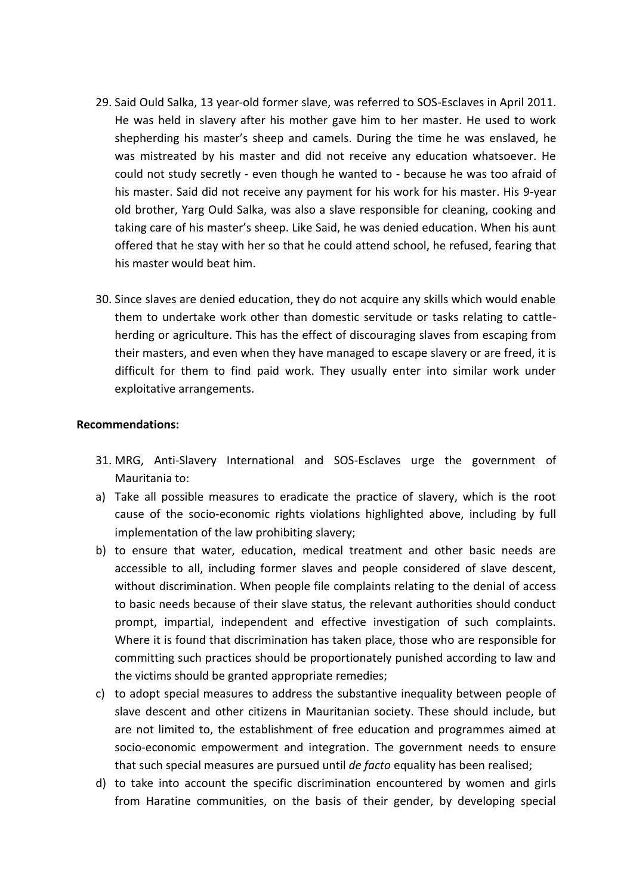29. Said Ould Salka, 13 year-old former slave, was referred to SOS-Esclaves in April 2011. He was held in slavery after his mother gave him to her master. He used to work shepherding his master's sheep and camels. During the time he was enslaved, he was mistreated by his master and did not receive any education whatsoever. He could not study secretly - even though he wanted to - because he was too afraid of his master. Said did not receive any payment for his work for his master. His 9-year old brother, Yarg Ould Salka, was also a slave responsible for cleaning, cooking and taking care of his master's sheep. Like Said, he was denied education. When his aunt offered that he stay with her so that he could attend school, he refused, fearing that his master would beat him.

30. Since slaves are denied education, they do not acquire any skills which would enable them to undertake work other than domestic servitude or tasks relating to cattle-herding or agriculture. This has the effect of discouraging slaves from escaping from their masters, and even when they have managed to escape slavery or are freed, it is difficult for them to find paid work. They usually enter into similar work under exploitative arrangements.

**Recommendations:**

31. MRG, Anti-Slavery International and SOS-Esclaves urge the government of Mauritania to:

a) Take all possible measures to eradicate the practice of slavery, which is the root cause of the socio-economic rights violations highlighted above, including by full implementation of the law prohibiting slavery;

b) to ensure that water, education, medical treatment and other basic needs are accessible to all, including former slaves and people considered of slave descent, without discrimination. When people file complaints relating to the denial of access to basic needs because of their slave status, the relevant authorities should conduct prompt, impartial, independent and effective investigation of such complaints. Where it is found that discrimination has taken place, those who are responsible for committing such practices should be proportionately punished according to law and the victims should be granted appropriate remedies;

c) to adopt special measures to address the substantive inequality between people of slave descent and other citizens in Mauritanian society. These should include, but are not limited to, the establishment of free education and programmes aimed at socio-economic empowerment and integration. The government needs to ensure that such special measures are pursued until *de facto* equality has been realised;

d) to take into account the specific discrimination encountered by women and girls from Haratine communities, on the basis of their gender, by developing special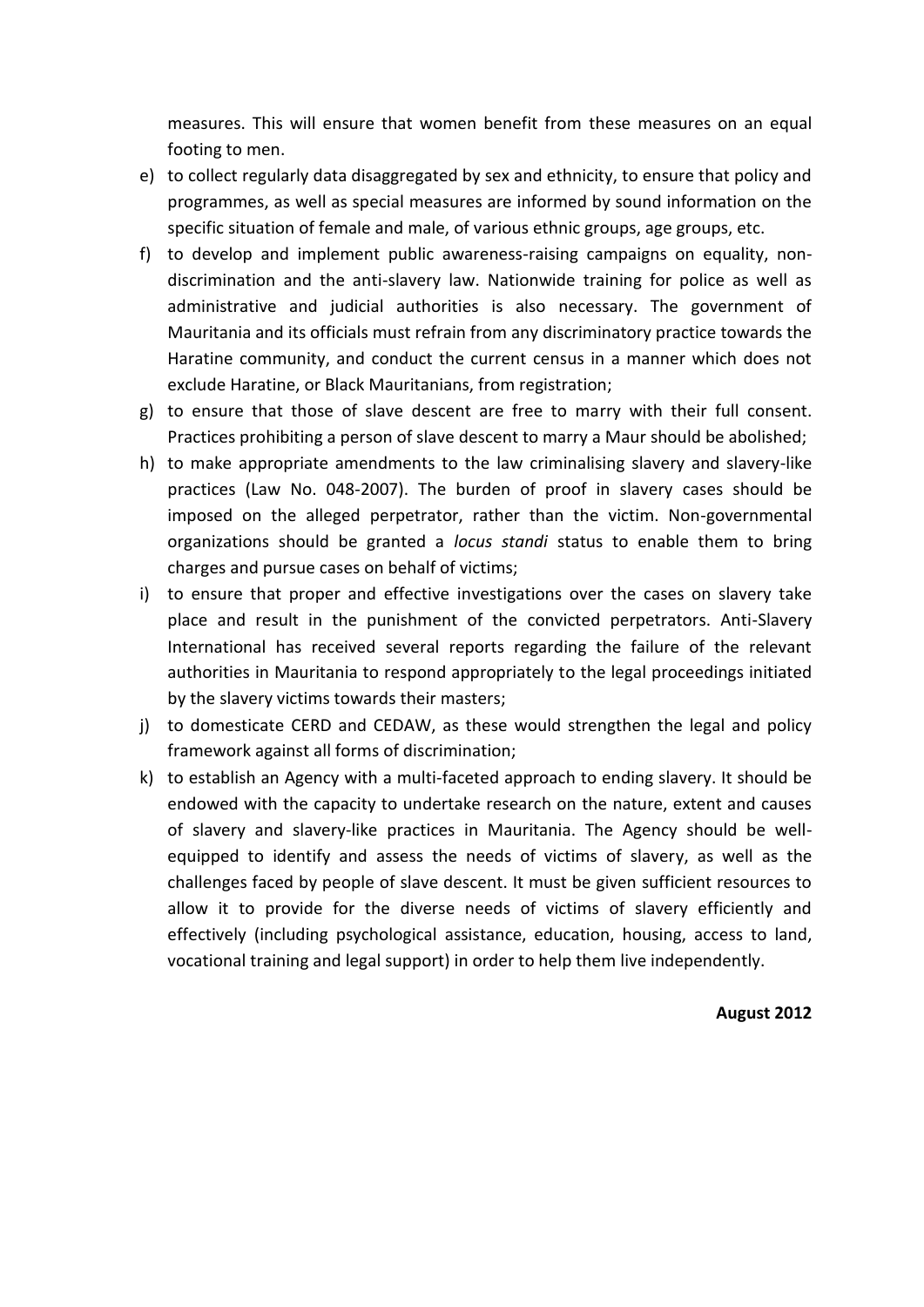measures. This will ensure that women benefit from these measures on an equal footing to men.

e) to collect regularly data disaggregated by sex and ethnicity, to ensure that policy and programmes, as well as special measures are informed by sound information on the specific situation of female and male, of various ethnic groups, age groups, etc.

f) to develop and implement public awareness-raising campaigns on equality, non-discrimination and the anti-slavery law. Nationwide training for police as well as administrative and judicial authorities is also necessary. The government of Mauritania and its officials must refrain from any discriminatory practice towards the Haratine community, and conduct the current census in a manner which does not exclude Haratine, or Black Mauritanians, from registration;

g) to ensure that those of slave descent are free to marry with their full consent. Practices prohibiting a person of slave descent to marry a Maur should be abolished;

h) to make appropriate amendments to the law criminalising slavery and slavery-like practices (Law No. 048-2007). The burden of proof in slavery cases should be imposed on the alleged perpetrator, rather than the victim. Non-governmental organizations should be granted a *locus standi* status to enable them to bring charges and pursue cases on behalf of victims;

i) to ensure that proper and effective investigations over the cases on slavery take place and result in the punishment of the convicted perpetrators. Anti-Slavery International has received several reports regarding the failure of the relevant authorities in Mauritania to respond appropriately to the legal proceedings initiated by the slavery victims towards their masters;

j) to domesticate CERD and CEDAW, as these would strengthen the legal and policy framework against all forms of discrimination;

k) to establish an Agency with a multi-faceted approach to ending slavery. It should be endowed with the capacity to undertake research on the nature, extent and causes of slavery and slavery-like practices in Mauritania. The Agency should be well-equipped to identify and assess the needs of victims of slavery, as well as the challenges faced by people of slave descent. It must be given sufficient resources to allow it to provide for the diverse needs of victims of slavery efficiently and effectively (including psychological assistance, education, housing, access to land, vocational training and legal support) in order to help them live independently.

**August 2012**